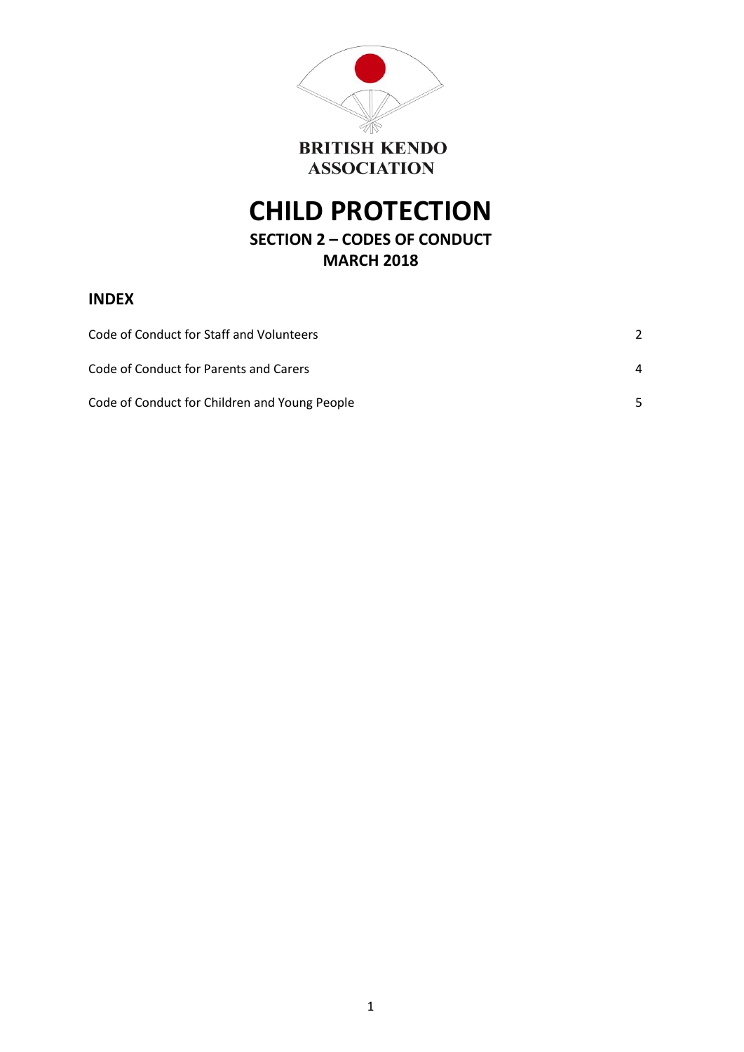BRITISH KENDO ASSOCIATION

# CHILD PROTECTION

## SECTION 2 – CODES OF CONDUCT

## MARCH 2018

### INDEX

| | |
|---|---|
| Code of Conduct for Staff and Volunteers | 2 |
| Code of Conduct for Parents and Carers | 4 |
| Code of Conduct for Children and Young People | 5 |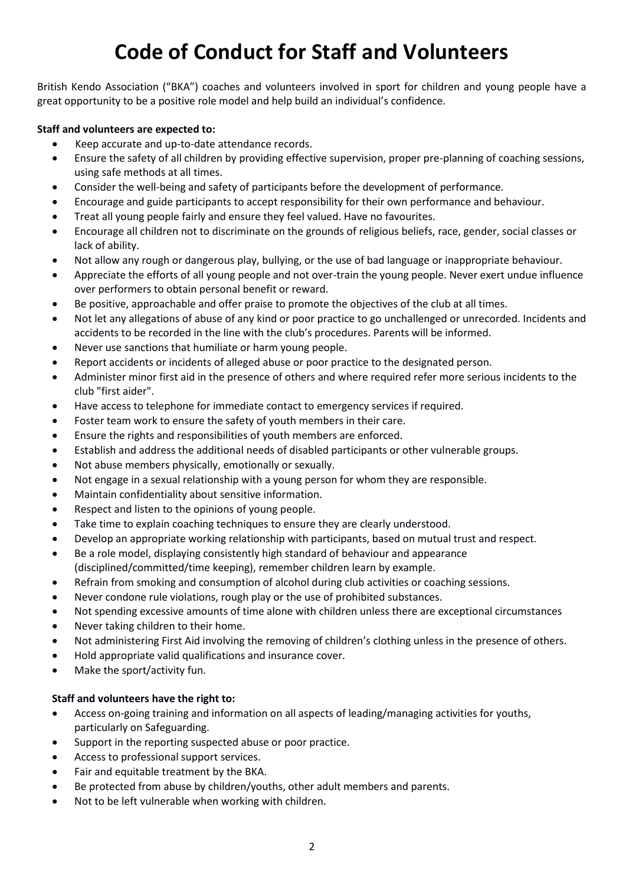# Code of Conduct for Staff and Volunteers

British Kendo Association ("BKA") coaches and volunteers involved in sport for children and young people have a great opportunity to be a positive role model and help build an individual's confidence.

**Staff and volunteers are expected to:**

- Keep accurate and up-to-date attendance records.
- Ensure the safety of all children by providing effective supervision, proper pre-planning of coaching sessions, using safe methods at all times.
- Consider the well-being and safety of participants before the development of performance.
- Encourage and guide participants to accept responsibility for their own performance and behaviour.
- Treat all young people fairly and ensure they feel valued. Have no favourites.
- Encourage all children not to discriminate on the grounds of religious beliefs, race, gender, social classes or lack of ability.
- Not allow any rough or dangerous play, bullying, or the use of bad language or inappropriate behaviour.
- Appreciate the efforts of all young people and not over-train the young people. Never exert undue influence over performers to obtain personal benefit or reward.
- Be positive, approachable and offer praise to promote the objectives of the club at all times.
- Not let any allegations of abuse of any kind or poor practice to go unchallenged or unrecorded. Incidents and accidents to be recorded in the line with the club's procedures. Parents will be informed.
- Never use sanctions that humiliate or harm young people.
- Report accidents or incidents of alleged abuse or poor practice to the designated person.
- Administer minor first aid in the presence of others and where required refer more serious incidents to the club "first aider".
- Have access to telephone for immediate contact to emergency services if required.
- Foster team work to ensure the safety of youth members in their care.
- Ensure the rights and responsibilities of youth members are enforced.
- Establish and address the additional needs of disabled participants or other vulnerable groups.
- Not abuse members physically, emotionally or sexually.
- Not engage in a sexual relationship with a young person for whom they are responsible.
- Maintain confidentiality about sensitive information.
- Respect and listen to the opinions of young people.
- Take time to explain coaching techniques to ensure they are clearly understood.
- Develop an appropriate working relationship with participants, based on mutual trust and respect.
- Be a role model, displaying consistently high standard of behaviour and appearance (disciplined/committed/time keeping), remember children learn by example.
- Refrain from smoking and consumption of alcohol during club activities or coaching sessions.
- Never condone rule violations, rough play or the use of prohibited substances.
- Not spending excessive amounts of time alone with children unless there are exceptional circumstances
- Never taking children to their home.
- Not administering First Aid involving the removing of children's clothing unless in the presence of others.
- Hold appropriate valid qualifications and insurance cover.
- Make the sport/activity fun.

**Staff and volunteers have the right to:**

- Access on-going training and information on all aspects of leading/managing activities for youths, particularly on Safeguarding.
- Support in the reporting suspected abuse or poor practice.
- Access to professional support services.
- Fair and equitable treatment by the BKA.
- Be protected from abuse by children/youths, other adult members and parents.
- Not to be left vulnerable when working with children.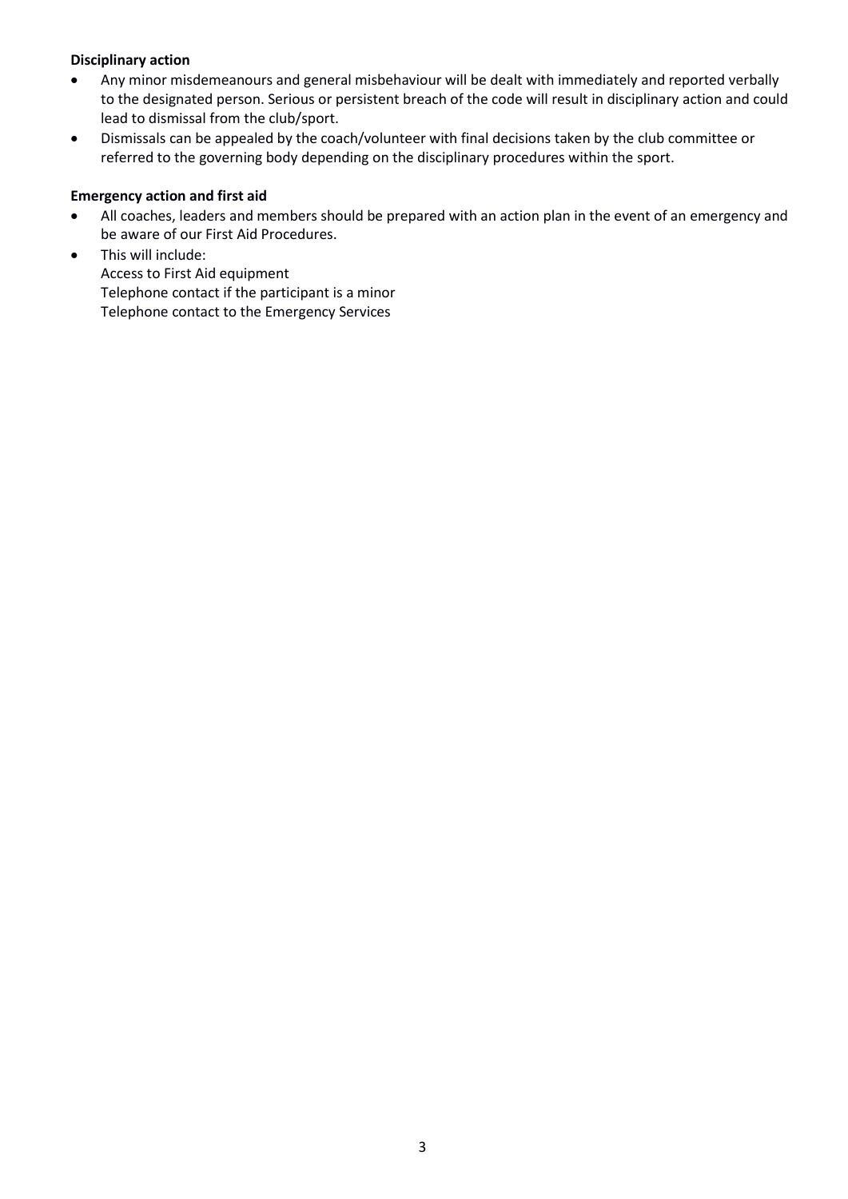**Disciplinary action**

- Any minor misdemeanours and general misbehaviour will be dealt with immediately and reported verbally to the designated person. Serious or persistent breach of the code will result in disciplinary action and could lead to dismissal from the club/sport.
- Dismissals can be appealed by the coach/volunteer with final decisions taken by the club committee or referred to the governing body depending on the disciplinary procedures within the sport.

**Emergency action and first aid**

- All coaches, leaders and members should be prepared with an action plan in the event of an emergency and be aware of our First Aid Procedures.
- This will include:
  Access to First Aid equipment
  Telephone contact if the participant is a minor
  Telephone contact to the Emergency Services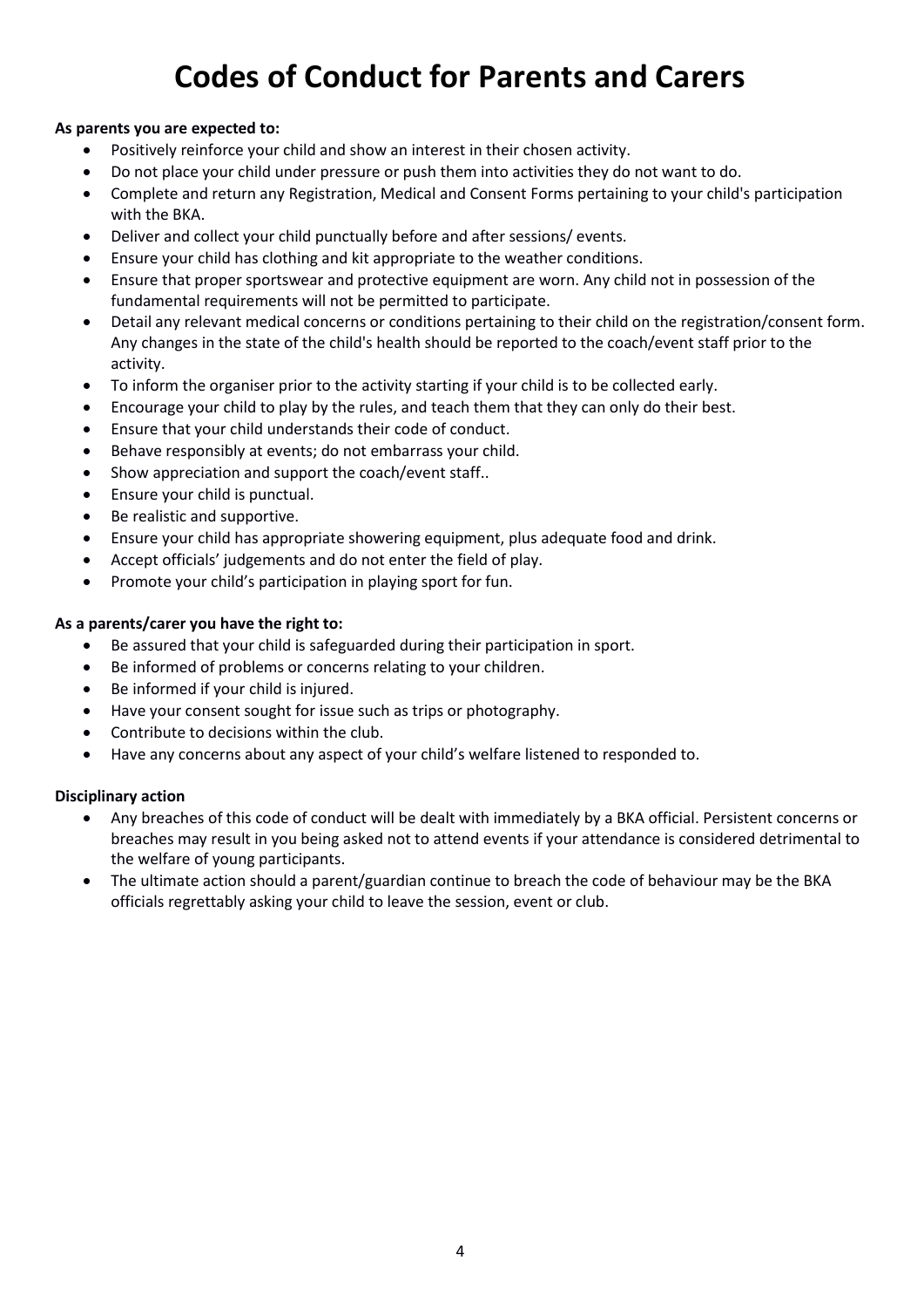# Codes of Conduct for Parents and Carers

**As parents you are expected to:**

- Positively reinforce your child and show an interest in their chosen activity.
- Do not place your child under pressure or push them into activities they do not want to do.
- Complete and return any Registration, Medical and Consent Forms pertaining to your child's participation with the BKA.
- Deliver and collect your child punctually before and after sessions/ events.
- Ensure your child has clothing and kit appropriate to the weather conditions.
- Ensure that proper sportswear and protective equipment are worn. Any child not in possession of the fundamental requirements will not be permitted to participate.
- Detail any relevant medical concerns or conditions pertaining to their child on the registration/consent form. Any changes in the state of the child's health should be reported to the coach/event staff prior to the activity.
- To inform the organiser prior to the activity starting if your child is to be collected early.
- Encourage your child to play by the rules, and teach them that they can only do their best.
- Ensure that your child understands their code of conduct.
- Behave responsibly at events; do not embarrass your child.
- Show appreciation and support the coach/event staff..
- Ensure your child is punctual.
- Be realistic and supportive.
- Ensure your child has appropriate showering equipment, plus adequate food and drink.
- Accept officials' judgements and do not enter the field of play.
- Promote your child's participation in playing sport for fun.

**As a parents/carer you have the right to:**

- Be assured that your child is safeguarded during their participation in sport.
- Be informed of problems or concerns relating to your children.
- Be informed if your child is injured.
- Have your consent sought for issue such as trips or photography.
- Contribute to decisions within the club.
- Have any concerns about any aspect of your child's welfare listened to responded to.

**Disciplinary action**

- Any breaches of this code of conduct will be dealt with immediately by a BKA official. Persistent concerns or breaches may result in you being asked not to attend events if your attendance is considered detrimental to the welfare of young participants.
- The ultimate action should a parent/guardian continue to breach the code of behaviour may be the BKA officials regrettably asking your child to leave the session, event or club.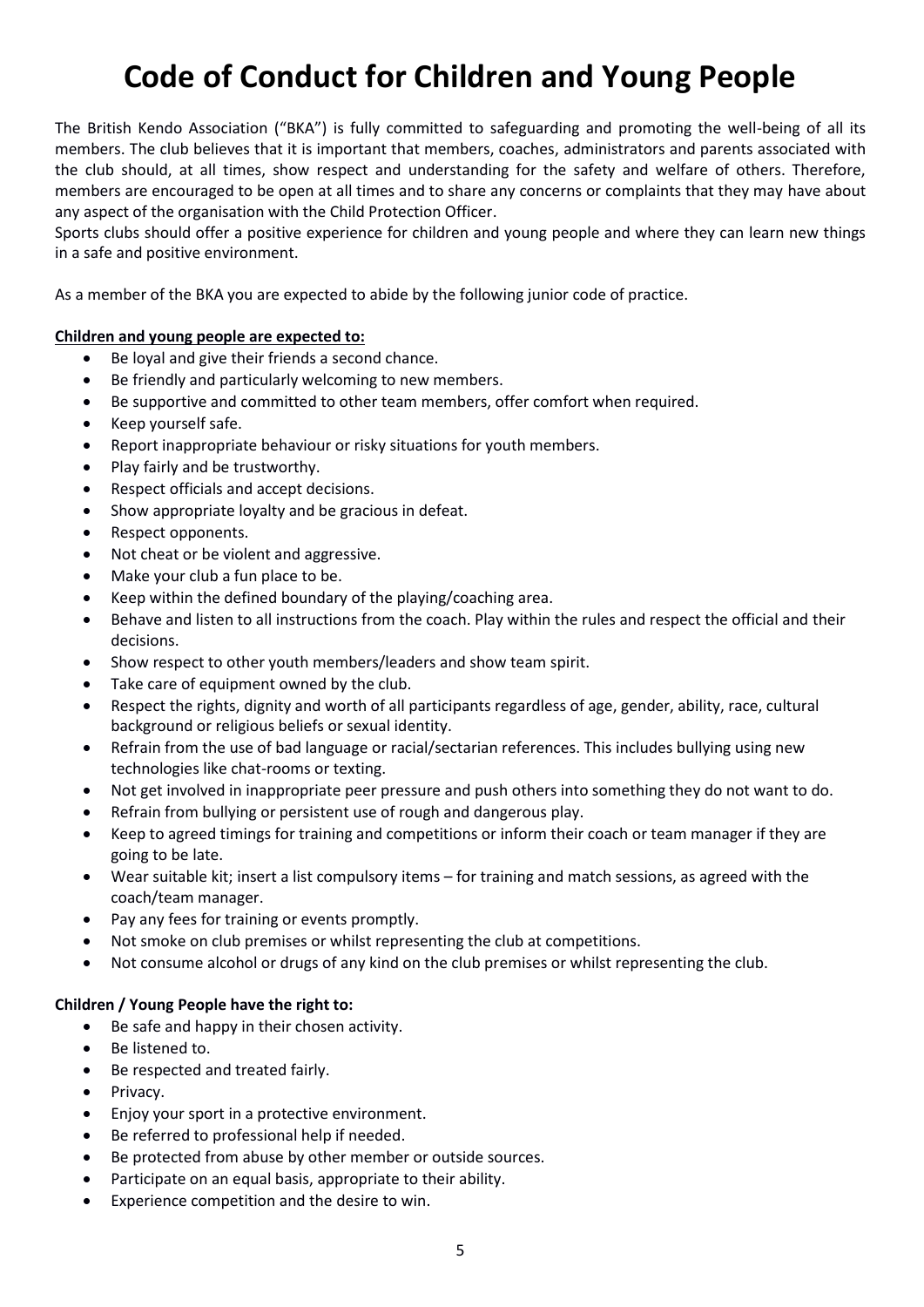# Code of Conduct for Children and Young People

The British Kendo Association ("BKA") is fully committed to safeguarding and promoting the well-being of all its members. The club believes that it is important that members, coaches, administrators and parents associated with the club should, at all times, show respect and understanding for the safety and welfare of others. Therefore, members are encouraged to be open at all times and to share any concerns or complaints that they may have about any aspect of the organisation with the Child Protection Officer.
Sports clubs should offer a positive experience for children and young people and where they can learn new things in a safe and positive environment.

As a member of the BKA you are expected to abide by the following junior code of practice.

**Children and young people are expected to:**

- Be loyal and give their friends a second chance.
- Be friendly and particularly welcoming to new members.
- Be supportive and committed to other team members, offer comfort when required.
- Keep yourself safe.
- Report inappropriate behaviour or risky situations for youth members.
- Play fairly and be trustworthy.
- Respect officials and accept decisions.
- Show appropriate loyalty and be gracious in defeat.
- Respect opponents.
- Not cheat or be violent and aggressive.
- Make your club a fun place to be.
- Keep within the defined boundary of the playing/coaching area.
- Behave and listen to all instructions from the coach. Play within the rules and respect the official and their decisions.
- Show respect to other youth members/leaders and show team spirit.
- Take care of equipment owned by the club.
- Respect the rights, dignity and worth of all participants regardless of age, gender, ability, race, cultural background or religious beliefs or sexual identity.
- Refrain from the use of bad language or racial/sectarian references. This includes bullying using new technologies like chat-rooms or texting.
- Not get involved in inappropriate peer pressure and push others into something they do not want to do.
- Refrain from bullying or persistent use of rough and dangerous play.
- Keep to agreed timings for training and competitions or inform their coach or team manager if they are going to be late.
- Wear suitable kit; insert a list compulsory items – for training and match sessions, as agreed with the coach/team manager.
- Pay any fees for training or events promptly.
- Not smoke on club premises or whilst representing the club at competitions.
- Not consume alcohol or drugs of any kind on the club premises or whilst representing the club.

**Children / Young People have the right to:**

- Be safe and happy in their chosen activity.
- Be listened to.
- Be respected and treated fairly.
- Privacy.
- Enjoy your sport in a protective environment.
- Be referred to professional help if needed.
- Be protected from abuse by other member or outside sources.
- Participate on an equal basis, appropriate to their ability.
- Experience competition and the desire to win.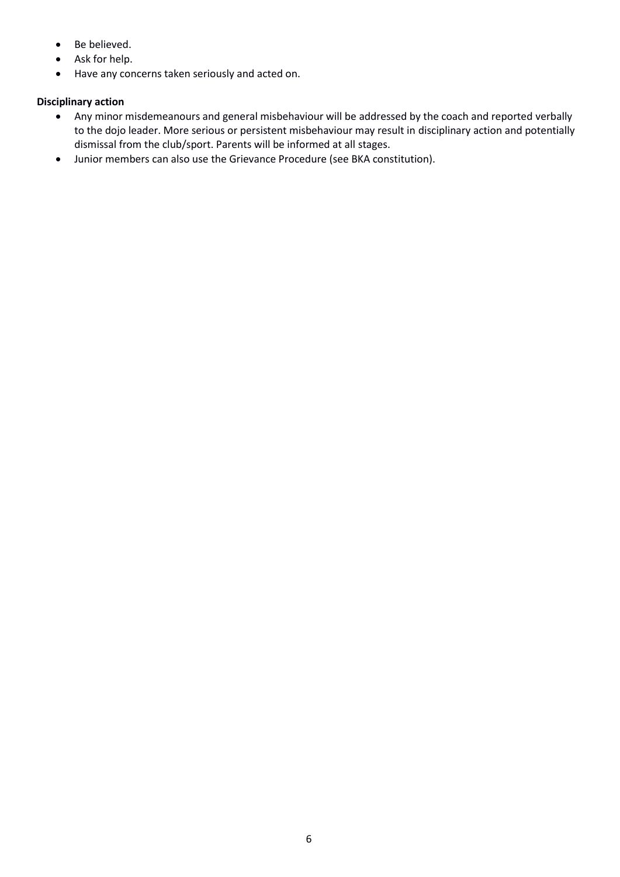- Be believed.
- Ask for help.
- Have any concerns taken seriously and acted on.

**Disciplinary action**

- Any minor misdemeanours and general misbehaviour will be addressed by the coach and reported verbally to the dojo leader. More serious or persistent misbehaviour may result in disciplinary action and potentially dismissal from the club/sport. Parents will be informed at all stages.
- Junior members can also use the Grievance Procedure (see BKA constitution).